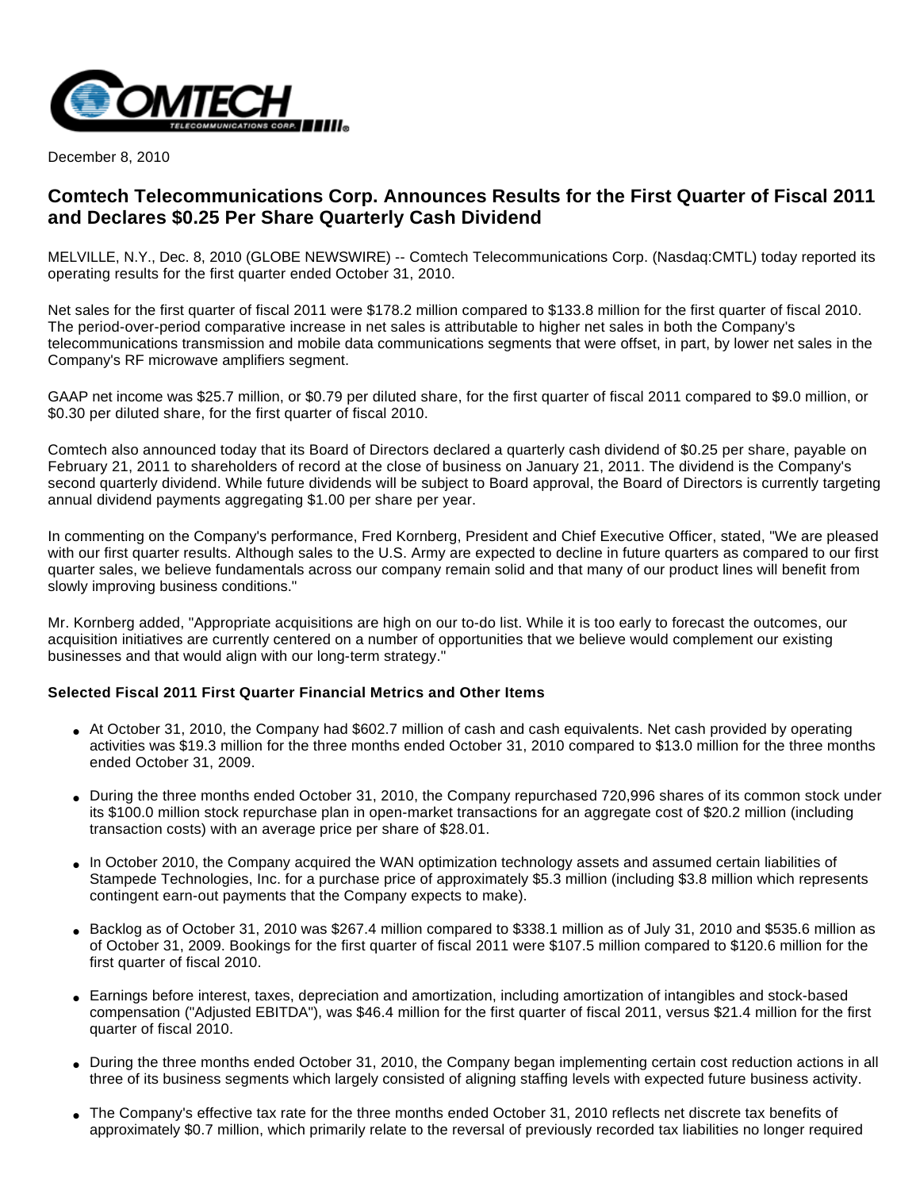December 8, 2010

# Comtech Telecommunications Corp. Announces Results for the First Quarter of Fiscal 2011 and Declares $0.25 Per Share Quarterly Cash Dividend

MELVILLE, N.Y., Dec. 8, 2010 (GLOBE NEWSWIRE) -- Comtech Telecommunications Corp. (Nasdaq:CMTL) today reported its operating results for the first quarter ended October 31, 2010.

Net sales for the first quarter of fiscal 2011 were $178.2 million compared to $133.8 million for the first quarter of fiscal 2010. The period-over-period comparative increase in net sales is attributable to higher net sales in both the Company's telecommunications transmission and mobile data communications segments that were offset, in part, by lower net sales in the Company's RF microwave amplifiers segment.

GAAP net income was $25.7 million, or $0.79 per diluted share, for the first quarter of fiscal 2011 compared to $9.0 million, or $0.30 per diluted share, for the first quarter of fiscal 2010.

Comtech also announced today that its Board of Directors declared a quarterly cash dividend of $0.25 per share, payable on February 21, 2011 to shareholders of record at the close of business on January 21, 2011. The dividend is the Company's second quarterly dividend. While future dividends will be subject to Board approval, the Board of Directors is currently targeting annual dividend payments aggregating $1.00 per share per year.

In commenting on the Company's performance, Fred Kornberg, President and Chief Executive Officer, stated, "We are pleased with our first quarter results. Although sales to the U.S. Army are expected to decline in future quarters as compared to our first quarter sales, we believe fundamentals across our company remain solid and that many of our product lines will benefit from slowly improving business conditions."

Mr. Kornberg added, "Appropriate acquisitions are high on our to-do list. While it is too early to forecast the outcomes, our acquisition initiatives are currently centered on a number of opportunities that we believe would complement our existing businesses and that would align with our long-term strategy."

**Selected Fiscal 2011 First Quarter Financial Metrics and Other Items**

- At October 31, 2010, the Company had $602.7 million of cash and cash equivalents. Net cash provided by operating activities was $19.3 million for the three months ended October 31, 2010 compared to $13.0 million for the three months ended October 31, 2009.
- During the three months ended October 31, 2010, the Company repurchased 720,996 shares of its common stock under its $100.0 million stock repurchase plan in open-market transactions for an aggregate cost of $20.2 million (including transaction costs) with an average price per share of $28.01.
- In October 2010, the Company acquired the WAN optimization technology assets and assumed certain liabilities of Stampede Technologies, Inc. for a purchase price of approximately $5.3 million (including $3.8 million which represents contingent earn-out payments that the Company expects to make).
- Backlog as of October 31, 2010 was $267.4 million compared to $338.1 million as of July 31, 2010 and $535.6 million as of October 31, 2009. Bookings for the first quarter of fiscal 2011 were $107.5 million compared to $120.6 million for the first quarter of fiscal 2010.
- Earnings before interest, taxes, depreciation and amortization, including amortization of intangibles and stock-based compensation ("Adjusted EBITDA"), was $46.4 million for the first quarter of fiscal 2011, versus $21.4 million for the first quarter of fiscal 2010.
- During the three months ended October 31, 2010, the Company began implementing certain cost reduction actions in all three of its business segments which largely consisted of aligning staffing levels with expected future business activity.
- The Company's effective tax rate for the three months ended October 31, 2010 reflects net discrete tax benefits of approximately $0.7 million, which primarily relate to the reversal of previously recorded tax liabilities no longer required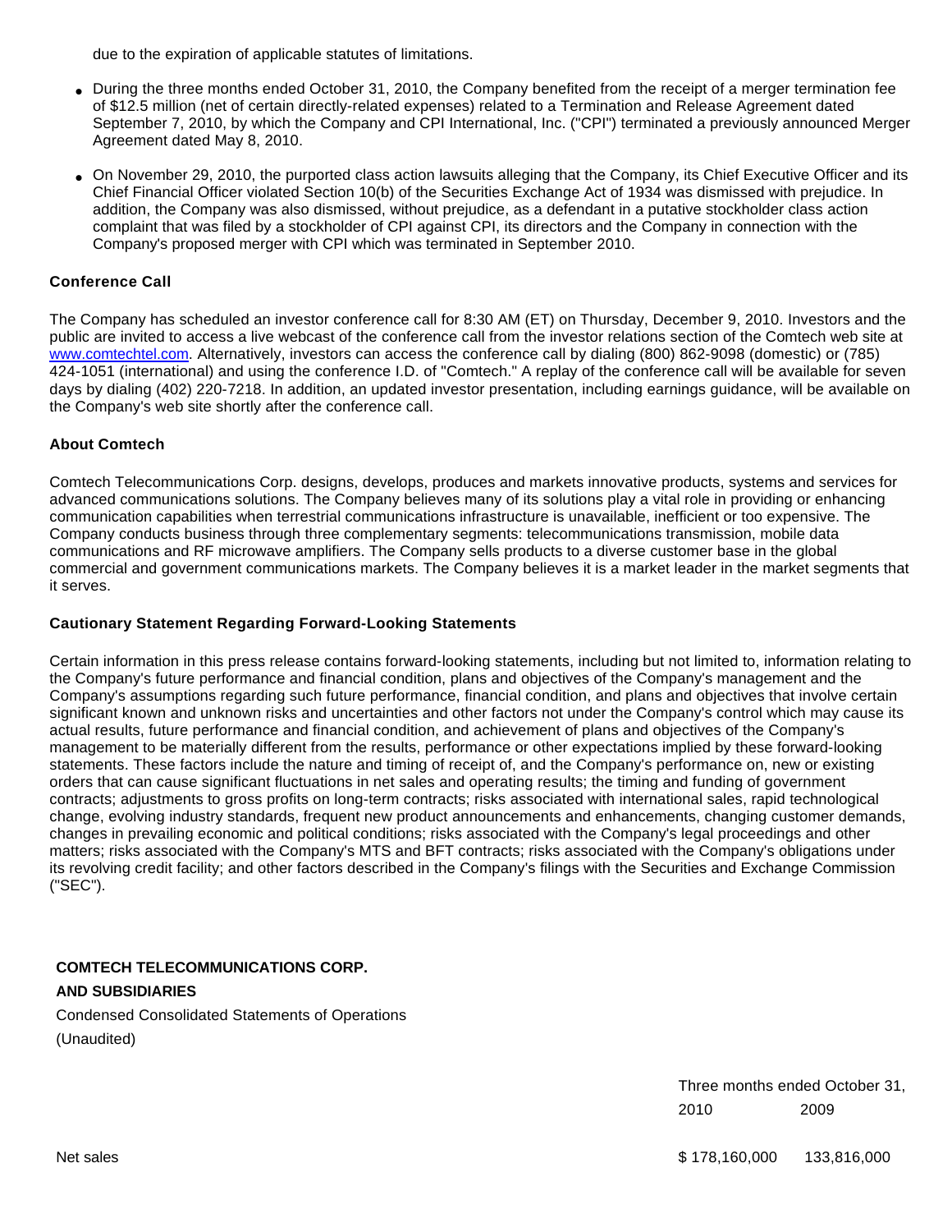due to the expiration of applicable statutes of limitations.

- During the three months ended October 31, 2010, the Company benefited from the receipt of a merger termination fee of $12.5 million (net of certain directly-related expenses) related to a Termination and Release Agreement dated September 7, 2010, by which the Company and CPI International, Inc. ("CPI") terminated a previously announced Merger Agreement dated May 8, 2010.
- On November 29, 2010, the purported class action lawsuits alleging that the Company, its Chief Executive Officer and its Chief Financial Officer violated Section 10(b) of the Securities Exchange Act of 1934 was dismissed with prejudice. In addition, the Company was also dismissed, without prejudice, as a defendant in a putative stockholder class action complaint that was filed by a stockholder of CPI against CPI, its directors and the Company in connection with the Company's proposed merger with CPI which was terminated in September 2010.

**Conference Call**

The Company has scheduled an investor conference call for 8:30 AM (ET) on Thursday, December 9, 2010. Investors and the public are invited to access a live webcast of the conference call from the investor relations section of the Comtech web site at www.comtechtel.com. Alternatively, investors can access the conference call by dialing (800) 862-9098 (domestic) or (785) 424-1051 (international) and using the conference I.D. of "Comtech." A replay of the conference call will be available for seven days by dialing (402) 220-7218. In addition, an updated investor presentation, including earnings guidance, will be available on the Company's web site shortly after the conference call.

**About Comtech**

Comtech Telecommunications Corp. designs, develops, produces and markets innovative products, systems and services for advanced communications solutions. The Company believes many of its solutions play a vital role in providing or enhancing communication capabilities when terrestrial communications infrastructure is unavailable, inefficient or too expensive. The Company conducts business through three complementary segments: telecommunications transmission, mobile data communications and RF microwave amplifiers. The Company sells products to a diverse customer base in the global commercial and government communications markets. The Company believes it is a market leader in the market segments that it serves.

**Cautionary Statement Regarding Forward-Looking Statements**

Certain information in this press release contains forward-looking statements, including but not limited to, information relating to the Company's future performance and financial condition, plans and objectives of the Company's management and the Company's assumptions regarding such future performance, financial condition, and plans and objectives that involve certain significant known and unknown risks and uncertainties and other factors not under the Company's control which may cause its actual results, future performance and financial condition, and achievement of plans and objectives of the Company's management to be materially different from the results, performance or other expectations implied by these forward-looking statements. These factors include the nature and timing of receipt of, and the Company's performance on, new or existing orders that can cause significant fluctuations in net sales and operating results; the timing and funding of government contracts; adjustments to gross profits on long-term contracts; risks associated with international sales, rapid technological change, evolving industry standards, frequent new product announcements and enhancements, changing customer demands, changes in prevailing economic and political conditions; risks associated with the Company's legal proceedings and other matters; risks associated with the Company's MTS and BFT contracts; risks associated with the Company's obligations under its revolving credit facility; and other factors described in the Company's filings with the Securities and Exchange Commission ("SEC").

**COMTECH TELECOMMUNICATIONS CORP.**
**AND SUBSIDIARIES**

Condensed Consolidated Statements of Operations
(Unaudited)

| | Three months ended October 31, | |
|---|---|---|
| | 2010 | 2009 |
| Net sales | $ 178,160,000 | 133,816,000 |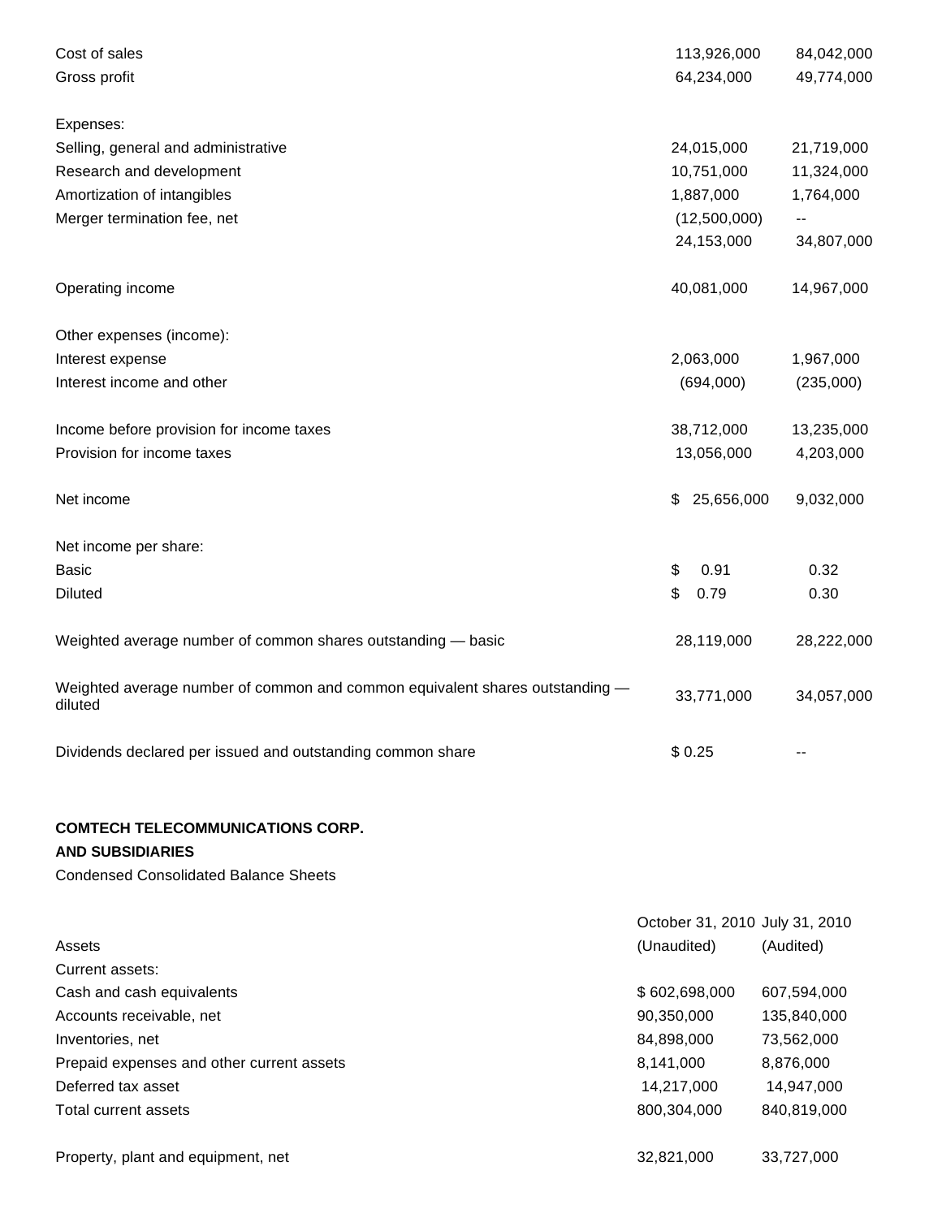| | | |
|---|---|---|
| Cost of sales | 113,926,000 | 84,042,000 |
| Gross profit | 64,234,000 | 49,774,000 |
| | | |
| Expenses: | | |
| Selling, general and administrative | 24,015,000 | 21,719,000 |
| Research and development | 10,751,000 | 11,324,000 |
| Amortization of intangibles | 1,887,000 | 1,764,000 |
| Merger termination fee, net | (12,500,000) | -- |
| | 24,153,000 | 34,807,000 |
| | | |
| Operating income | 40,081,000 | 14,967,000 |
| | | |
| Other expenses (income): | | |
| Interest expense | 2,063,000 | 1,967,000 |
| Interest income and other | (694,000) | (235,000) |
| | | |
| Income before provision for income taxes | 38,712,000 | 13,235,000 |
| Provision for income taxes | 13,056,000 | 4,203,000 |
| | | |
| Net income | $ 25,656,000 | 9,032,000 |
| | | |
| Net income per share: | | |
| Basic | $ 0.91 | 0.32 |
| Diluted | $ 0.79 | 0.30 |
| | | |
| Weighted average number of common shares outstanding — basic | 28,119,000 | 28,222,000 |
| | | |
| Weighted average number of common and common equivalent shares outstanding — diluted | 33,771,000 | 34,057,000 |
| | | |
| Dividends declared per issued and outstanding common share | $ 0.25 | -- |

**COMTECH TELECOMMUNICATIONS CORP.**

**AND SUBSIDIARIES**

Condensed Consolidated Balance Sheets

| | October 31, 2010 | July 31, 2010 |
|---|---|---|
| Assets | (Unaudited) | (Audited) |
| Current assets: | | |
| Cash and cash equivalents | $ 602,698,000 | 607,594,000 |
| Accounts receivable, net | 90,350,000 | 135,840,000 |
| Inventories, net | 84,898,000 | 73,562,000 |
| Prepaid expenses and other current assets | 8,141,000 | 8,876,000 |
| Deferred tax asset | 14,217,000 | 14,947,000 |
| Total current assets | 800,304,000 | 840,819,000 |
| | | |
| Property, plant and equipment, net | 32,821,000 | 33,727,000 |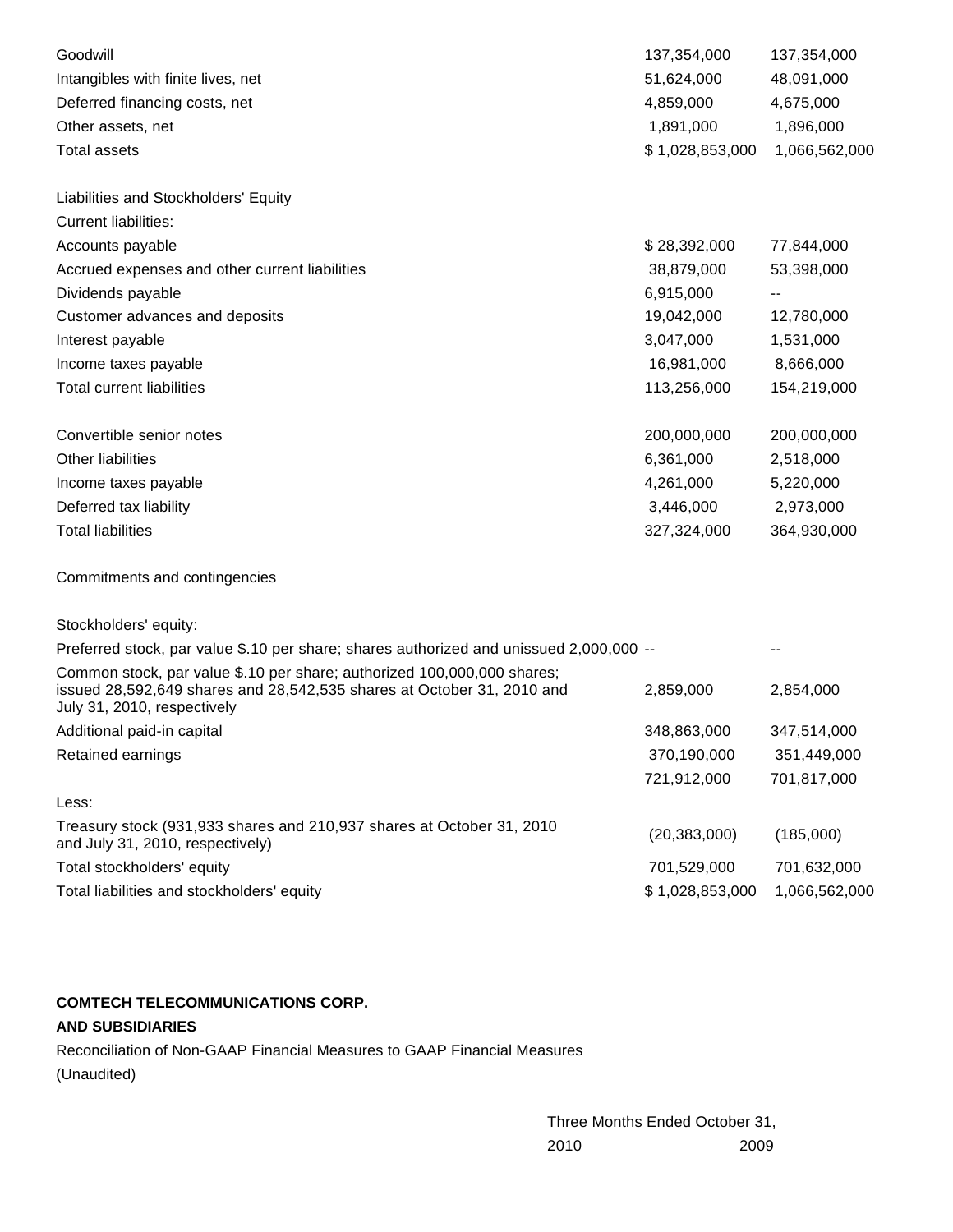| | | |
|---|---|---|
| Goodwill | 137,354,000 | 137,354,000 |
| Intangibles with finite lives, net | 51,624,000 | 48,091,000 |
| Deferred financing costs, net | 4,859,000 | 4,675,000 |
| Other assets, net | 1,891,000 | 1,896,000 |
| Total assets | $ 1,028,853,000 | 1,066,562,000 |
| | | |
| Liabilities and Stockholders' Equity | | |
| Current liabilities: | | |
| Accounts payable | $ 28,392,000 | 77,844,000 |
| Accrued expenses and other current liabilities | 38,879,000 | 53,398,000 |
| Dividends payable | 6,915,000 | -- |
| Customer advances and deposits | 19,042,000 | 12,780,000 |
| Interest payable | 3,047,000 | 1,531,000 |
| Income taxes payable | 16,981,000 | 8,666,000 |
| Total current liabilities | 113,256,000 | 154,219,000 |
| | | |
| Convertible senior notes | 200,000,000 | 200,000,000 |
| Other liabilities | 6,361,000 | 2,518,000 |
| Income taxes payable | 4,261,000 | 5,220,000 |
| Deferred tax liability | 3,446,000 | 2,973,000 |
| Total liabilities | 327,324,000 | 364,930,000 |
| | | |
| Commitments and contingencies | | |
| | | |
| Stockholders' equity: | | |
| Preferred stock, par value $.10 per share; shares authorized and unissued 2,000,000 | -- | -- |
| Common stock, par value $.10 per share; authorized 100,000,000 shares; issued 28,592,649 shares and 28,542,535 shares at October 31, 2010 and July 31, 2010, respectively | 2,859,000 | 2,854,000 |
| Additional paid-in capital | 348,863,000 | 347,514,000 |
| Retained earnings | 370,190,000 | 351,449,000 |
| | 721,912,000 | 701,817,000 |
| Less: | | |
| Treasury stock (931,933 shares and 210,937 shares at October 31, 2010 and July 31, 2010, respectively) | (20,383,000) | (185,000) |
| Total stockholders' equity | 701,529,000 | 701,632,000 |
| Total liabilities and stockholders' equity | $ 1,028,853,000 | 1,066,562,000 |

**COMTECH TELECOMMUNICATIONS CORP.**

**AND SUBSIDIARIES**

Reconciliation of Non-GAAP Financial Measures to GAAP Financial Measures

(Unaudited)

| | Three Months Ended October 31, | |
|---|---|---|
| | 2010 | 2009 |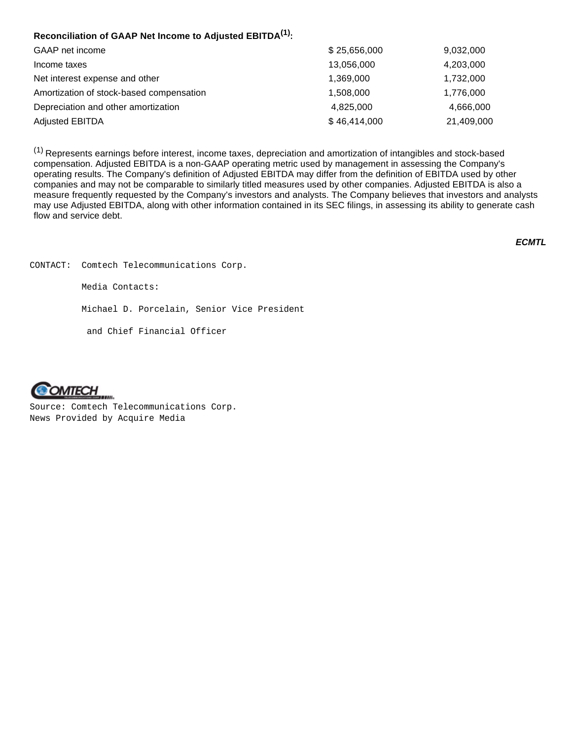**Reconciliation of GAAP Net Income to Adjusted EBITDA[(1)]:**

| | | |
|---|---|---|
| GAAP net income | $ 25,656,000 | 9,032,000 |
| Income taxes | 13,056,000 | 4,203,000 |
| Net interest expense and other | 1,369,000 | 1,732,000 |
| Amortization of stock-based compensation | 1,508,000 | 1,776,000 |
| Depreciation and other amortization | 4,825,000 | 4,666,000 |
| Adjusted EBITDA | $ 46,414,000 | 21,409,000 |

[(1)] Represents earnings before interest, income taxes, depreciation and amortization of intangibles and stock-based compensation. Adjusted EBITDA is a non-GAAP operating metric used by management in assessing the Company's operating results. The Company's definition of Adjusted EBITDA may differ from the definition of EBITDA used by other companies and may not be comparable to similarly titled measures used by other companies. Adjusted EBITDA is also a measure frequently requested by the Company's investors and analysts. The Company believes that investors and analysts may use Adjusted EBITDA, along with other information contained in its SEC filings, in assessing its ability to generate cash flow and service debt.

***ECMTL***

CONTACT: Comtech Telecommunications Corp.

Media Contacts:

Michael D. Porcelain, Senior Vice President

and Chief Financial Officer

Source: Comtech Telecommunications Corp.
News Provided by Acquire Media